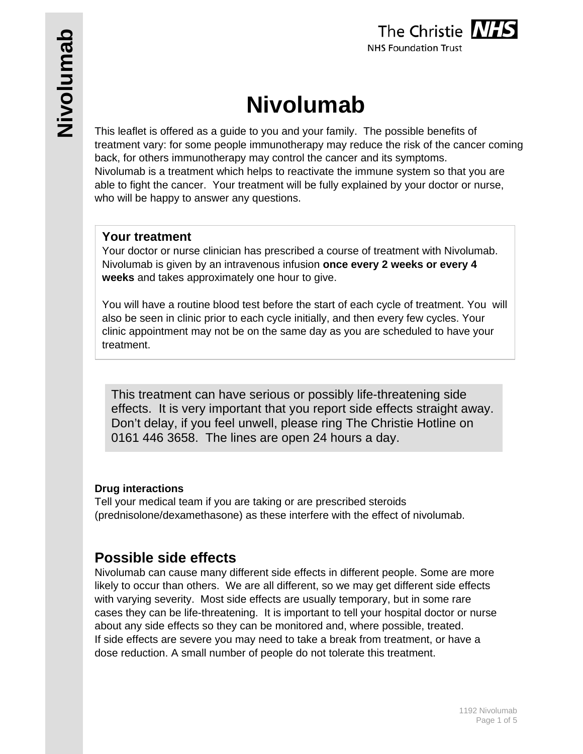# Nivolumab

This leaflet is offered as a guide to you and your family. The possible benefits of treatment vary: for some people immunotherapy may reduce the risk of the cancer coming back, for others immunotherapy may control the cancer and its symptoms.
Nivolumab is a treatment which helps to reactivate the immune system so that you are able to fight the cancer. Your treatment will be fully explained by your doctor or nurse, who will be happy to answer any questions.

### Your treatment

Your doctor or nurse clinician has prescribed a course of treatment with Nivolumab. Nivolumab is given by an intravenous infusion **once every 2 weeks or every 4 weeks** and takes approximately one hour to give.

You will have a routine blood test before the start of each cycle of treatment. You will also be seen in clinic prior to each cycle initially, and then every few cycles. Your clinic appointment may not be on the same day as you are scheduled to have your treatment.

This treatment can have serious or possibly life-threatening side effects. It is very important that you report side effects straight away. Don't delay, if you feel unwell, please ring The Christie Hotline on 0161 446 3658. The lines are open 24 hours a day.

**Drug interactions**
Tell your medical team if you are taking or are prescribed steroids (prednisolone/dexamethasone) as these interfere with the effect of nivolumab.

## Possible side effects

Nivolumab can cause many different side effects in different people. Some are more likely to occur than others. We are all different, so we may get different side effects with varying severity. Most side effects are usually temporary, but in some rare cases they can be life-threatening. It is important to tell your hospital doctor or nurse about any side effects so they can be monitored and, where possible, treated.
If side effects are severe you may need to take a break from treatment, or have a dose reduction. A small number of people do not tolerate this treatment.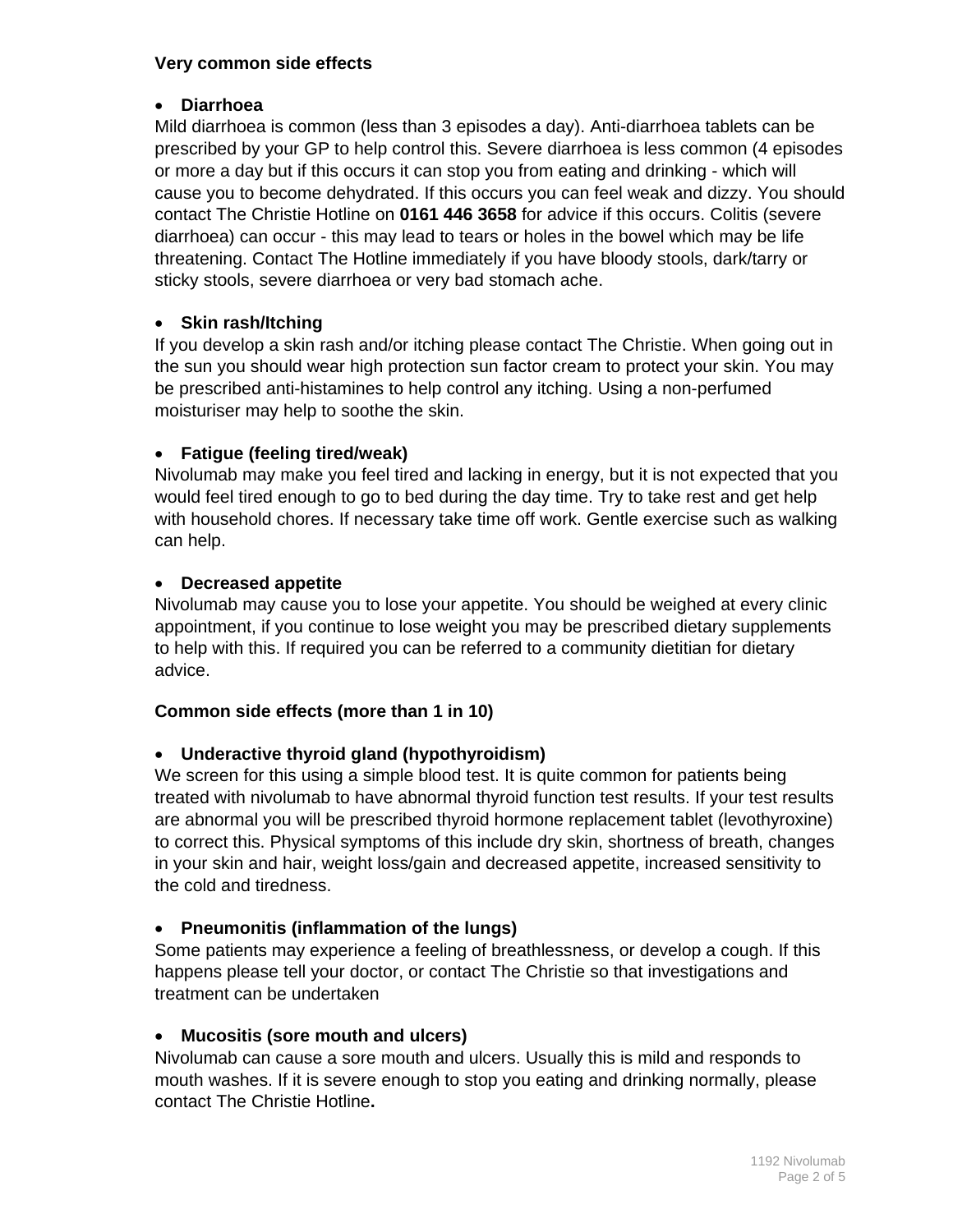**Very common side effects**

- **Diarrhoea**

Mild diarrhoea is common (less than 3 episodes a day). Anti-diarrhoea tablets can be prescribed by your GP to help control this. Severe diarrhoea is less common (4 episodes or more a day but if this occurs it can stop you from eating and drinking - which will cause you to become dehydrated. If this occurs you can feel weak and dizzy. You should contact The Christie Hotline on **0161 446 3658** for advice if this occurs. Colitis (severe diarrhoea) can occur - this may lead to tears or holes in the bowel which may be life threatening. Contact The Hotline immediately if you have bloody stools, dark/tarry or sticky stools, severe diarrhoea or very bad stomach ache.

- **Skin rash/Itching**

If you develop a skin rash and/or itching please contact The Christie. When going out in the sun you should wear high protection sun factor cream to protect your skin. You may be prescribed anti-histamines to help control any itching. Using a non-perfumed moisturiser may help to soothe the skin.

- **Fatigue (feeling tired/weak)**

Nivolumab may make you feel tired and lacking in energy, but it is not expected that you would feel tired enough to go to bed during the day time. Try to take rest and get help with household chores. If necessary take time off work. Gentle exercise such as walking can help.

- **Decreased appetite**

Nivolumab may cause you to lose your appetite. You should be weighed at every clinic appointment, if you continue to lose weight you may be prescribed dietary supplements to help with this. If required you can be referred to a community dietitian for dietary advice.

**Common side effects (more than 1 in 10)**

- **Underactive thyroid gland (hypothyroidism)**

We screen for this using a simple blood test. It is quite common for patients being treated with nivolumab to have abnormal thyroid function test results. If your test results are abnormal you will be prescribed thyroid hormone replacement tablet (levothyroxine) to correct this. Physical symptoms of this include dry skin, shortness of breath, changes in your skin and hair, weight loss/gain and decreased appetite, increased sensitivity to the cold and tiredness.

- **Pneumonitis (inflammation of the lungs)**

Some patients may experience a feeling of breathlessness, or develop a cough. If this happens please tell your doctor, or contact The Christie so that investigations and treatment can be undertaken

- **Mucositis (sore mouth and ulcers)**

Nivolumab can cause a sore mouth and ulcers. Usually this is mild and responds to mouth washes. If it is severe enough to stop you eating and drinking normally, please contact The Christie Hotline**.**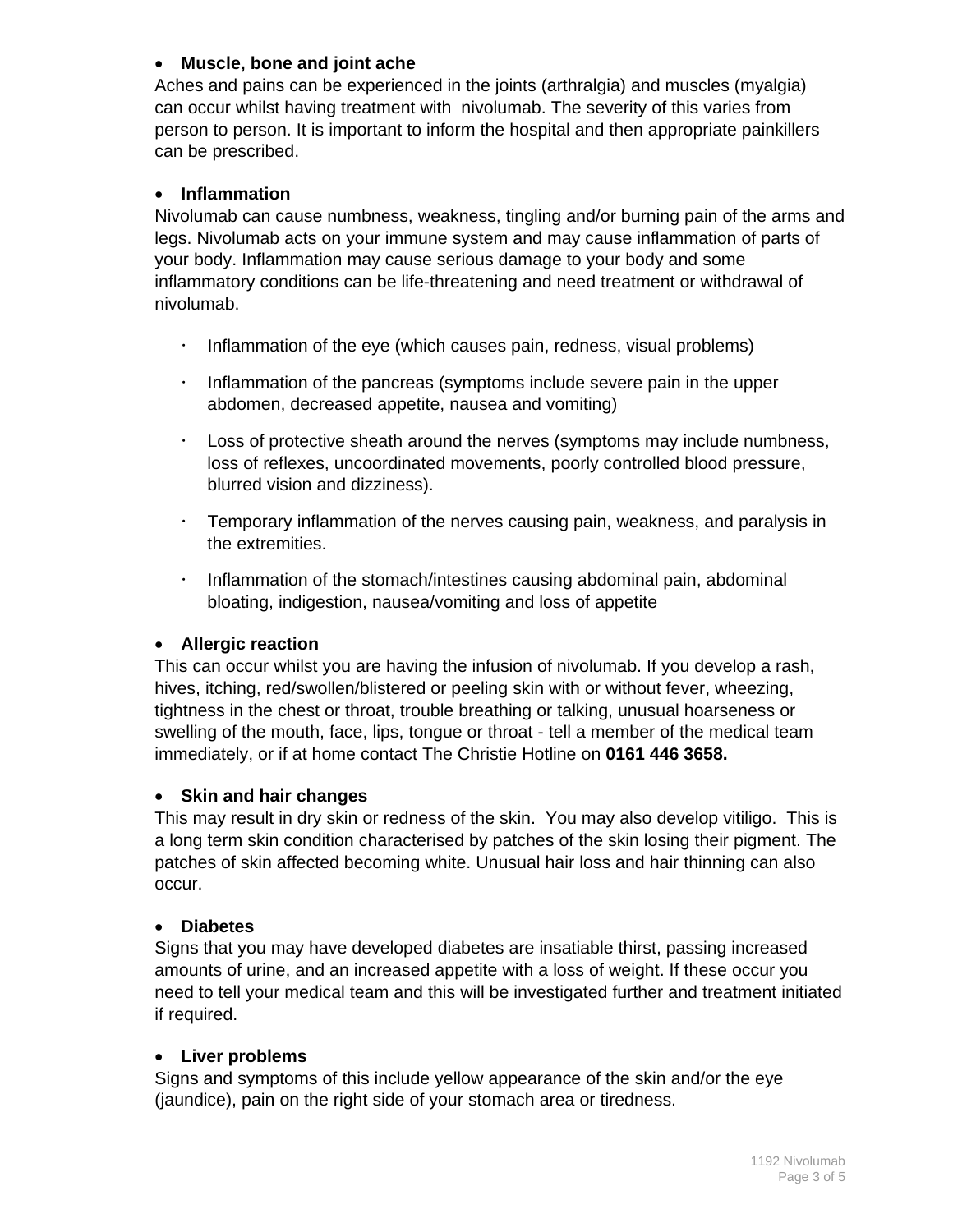- **Muscle, bone and joint ache**

Aches and pains can be experienced in the joints (arthralgia) and muscles (myalgia) can occur whilst having treatment with nivolumab. The severity of this varies from person to person. It is important to inform the hospital and then appropriate painkillers can be prescribed.

- **Inflammation**

Nivolumab can cause numbness, weakness, tingling and/or burning pain of the arms and legs. Nivolumab acts on your immune system and may cause inflammation of parts of your body. Inflammation may cause serious damage to your body and some inflammatory conditions can be life-threatening and need treatment or withdrawal of nivolumab.

  - Inflammation of the eye (which causes pain, redness, visual problems)
  - Inflammation of the pancreas (symptoms include severe pain in the upper abdomen, decreased appetite, nausea and vomiting)
  - Loss of protective sheath around the nerves (symptoms may include numbness, loss of reflexes, uncoordinated movements, poorly controlled blood pressure, blurred vision and dizziness).
  - Temporary inflammation of the nerves causing pain, weakness, and paralysis in the extremities.
  - Inflammation of the stomach/intestines causing abdominal pain, abdominal bloating, indigestion, nausea/vomiting and loss of appetite

- **Allergic reaction**

This can occur whilst you are having the infusion of nivolumab. If you develop a rash, hives, itching, red/swollen/blistered or peeling skin with or without fever, wheezing, tightness in the chest or throat, trouble breathing or talking, unusual hoarseness or swelling of the mouth, face, lips, tongue or throat - tell a member of the medical team immediately, or if at home contact The Christie Hotline on **0161 446 3658.**

- **Skin and hair changes**

This may result in dry skin or redness of the skin. You may also develop vitiligo. This is a long term skin condition characterised by patches of the skin losing their pigment. The patches of skin affected becoming white. Unusual hair loss and hair thinning can also occur.

- **Diabetes**

Signs that you may have developed diabetes are insatiable thirst, passing increased amounts of urine, and an increased appetite with a loss of weight. If these occur you need to tell your medical team and this will be investigated further and treatment initiated if required.

- **Liver problems**

Signs and symptoms of this include yellow appearance of the skin and/or the eye (jaundice), pain on the right side of your stomach area or tiredness.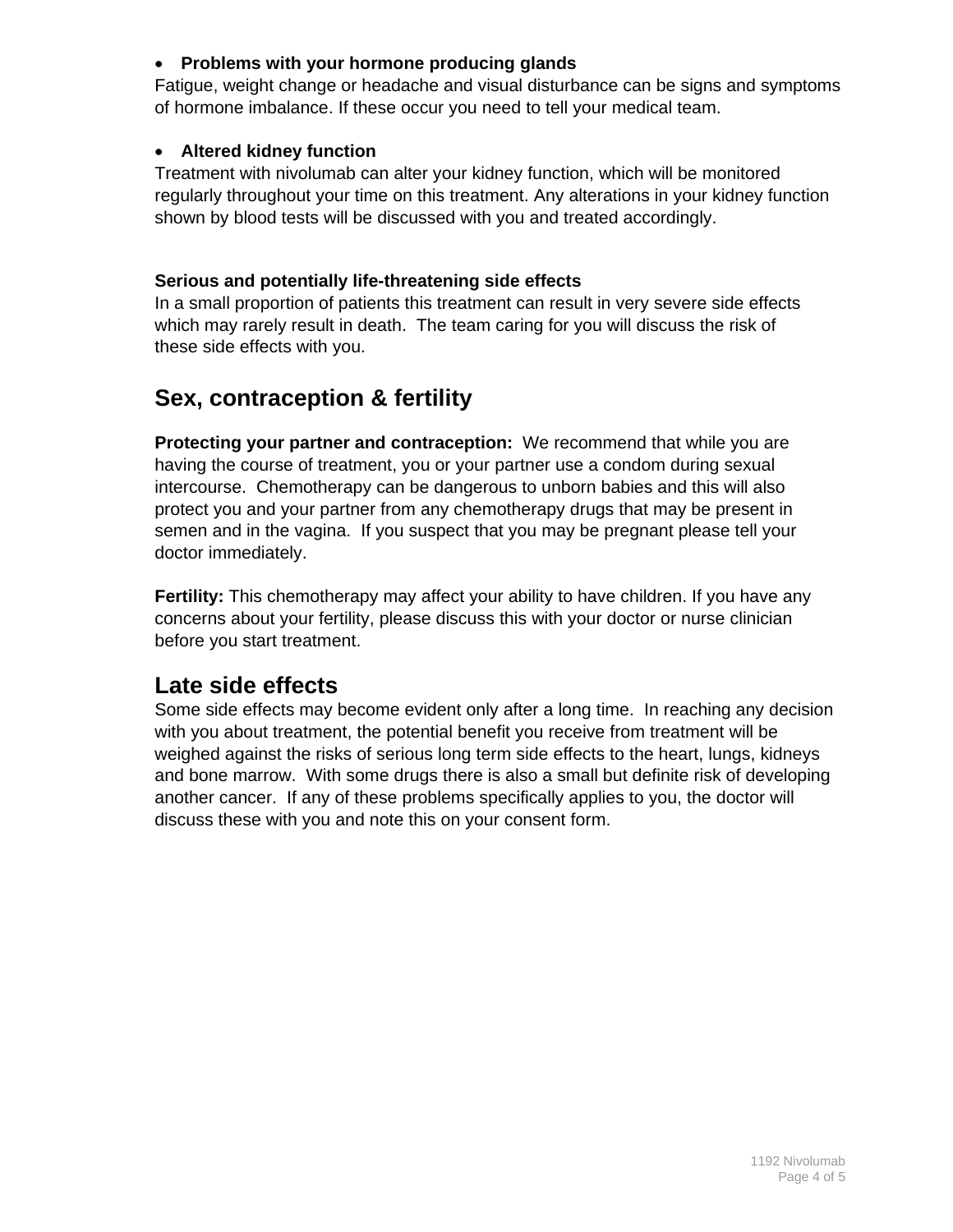- **Problems with your hormone producing glands**

Fatigue, weight change or headache and visual disturbance can be signs and symptoms of hormone imbalance. If these occur you need to tell your medical team.

- **Altered kidney function**

Treatment with nivolumab can alter your kidney function, which will be monitored regularly throughout your time on this treatment. Any alterations in your kidney function shown by blood tests will be discussed with you and treated accordingly.

**Serious and potentially life-threatening side effects**

In a small proportion of patients this treatment can result in very severe side effects which may rarely result in death. The team caring for you will discuss the risk of these side effects with you.

## Sex, contraception & fertility

**Protecting your partner and contraception:** We recommend that while you are having the course of treatment, you or your partner use a condom during sexual intercourse. Chemotherapy can be dangerous to unborn babies and this will also protect you and your partner from any chemotherapy drugs that may be present in semen and in the vagina. If you suspect that you may be pregnant please tell your doctor immediately.

**Fertility:** This chemotherapy may affect your ability to have children. If you have any concerns about your fertility, please discuss this with your doctor or nurse clinician before you start treatment.

## Late side effects

Some side effects may become evident only after a long time. In reaching any decision with you about treatment, the potential benefit you receive from treatment will be weighed against the risks of serious long term side effects to the heart, lungs, kidneys and bone marrow. With some drugs there is also a small but definite risk of developing another cancer. If any of these problems specifically applies to you, the doctor will discuss these with you and note this on your consent form.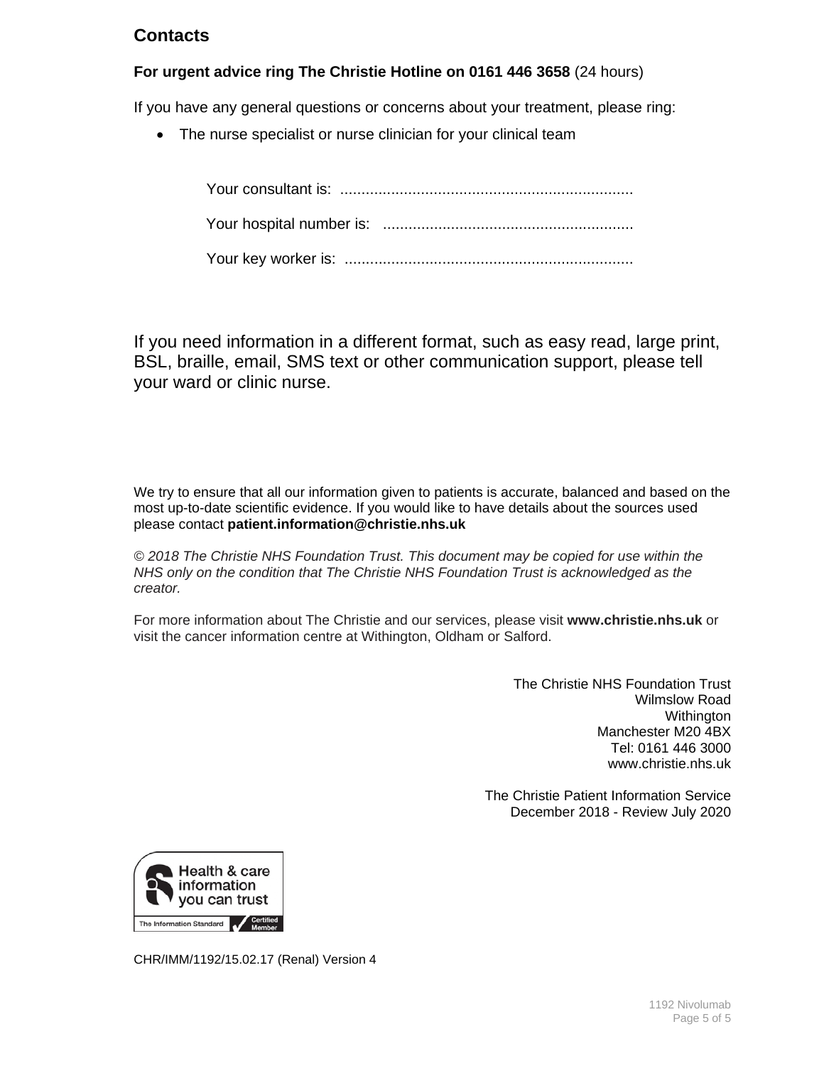## Contacts

**For urgent advice ring The Christie Hotline on 0161 446 3658** (24 hours)

If you have any general questions or concerns about your treatment, please ring:

- The nurse specialist or nurse clinician for your clinical team

Your consultant is: .....................................................................

Your hospital number is: ...........................................................

Your key worker is: ....................................................................

If you need information in a different format, such as easy read, large print, BSL, braille, email, SMS text or other communication support, please tell your ward or clinic nurse.

We try to ensure that all our information given to patients is accurate, balanced and based on the most up-to-date scientific evidence. If you would like to have details about the sources used please contact **patient.information@christie.nhs.uk**

*© 2018 The Christie NHS Foundation Trust. This document may be copied for use within the NHS only on the condition that The Christie NHS Foundation Trust is acknowledged as the creator.*

For more information about The Christie and our services, please visit **www.christie.nhs.uk** or visit the cancer information centre at Withington, Oldham or Salford.

The Christie NHS Foundation Trust
Wilmslow Road
Withington
Manchester M20 4BX
Tel: 0161 446 3000
www.christie.nhs.uk

The Christie Patient Information Service
December 2018 - Review July 2020

Health & care information you can trust
The Information Standard — Certified Member

CHR/IMM/1192/15.02.17 (Renal) Version 4